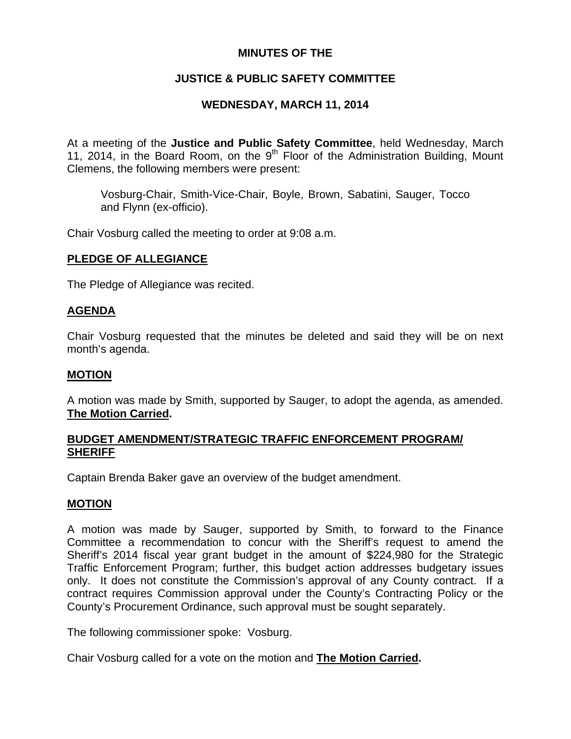# MINUTES OF THE

## JUSTICE & PUBLIC SAFETY COMMITTEE

## WEDNESDAY, MARCH 11, 2014

At a meeting of the **Justice and Public Safety Committee**, held Wednesday, March 11, 2014, in the Board Room, on the 9th Floor of the Administration Building, Mount Clemens, the following members were present:

> Vosburg-Chair, Smith-Vice-Chair, Boyle, Brown, Sabatini, Sauger, Tocco and Flynn (ex-officio).

Chair Vosburg called the meeting to order at 9:08 a.m.

**PLEDGE OF ALLEGIANCE**

The Pledge of Allegiance was recited.

**AGENDA**

Chair Vosburg requested that the minutes be deleted and said they will be on next month's agenda.

**MOTION**

A motion was made by Smith, supported by Sauger, to adopt the agenda, as amended. **The Motion Carried.**

**BUDGET AMENDMENT/STRATEGIC TRAFFIC ENFORCEMENT PROGRAM/ SHERIFF**

Captain Brenda Baker gave an overview of the budget amendment.

**MOTION**

A motion was made by Sauger, supported by Smith, to forward to the Finance Committee a recommendation to concur with the Sheriff's request to amend the Sheriff's 2014 fiscal year grant budget in the amount of $224,980 for the Strategic Traffic Enforcement Program; further, this budget action addresses budgetary issues only. It does not constitute the Commission's approval of any County contract. If a contract requires Commission approval under the County's Contracting Policy or the County's Procurement Ordinance, such approval must be sought separately.

The following commissioner spoke: Vosburg.

Chair Vosburg called for a vote on the motion and **The Motion Carried.**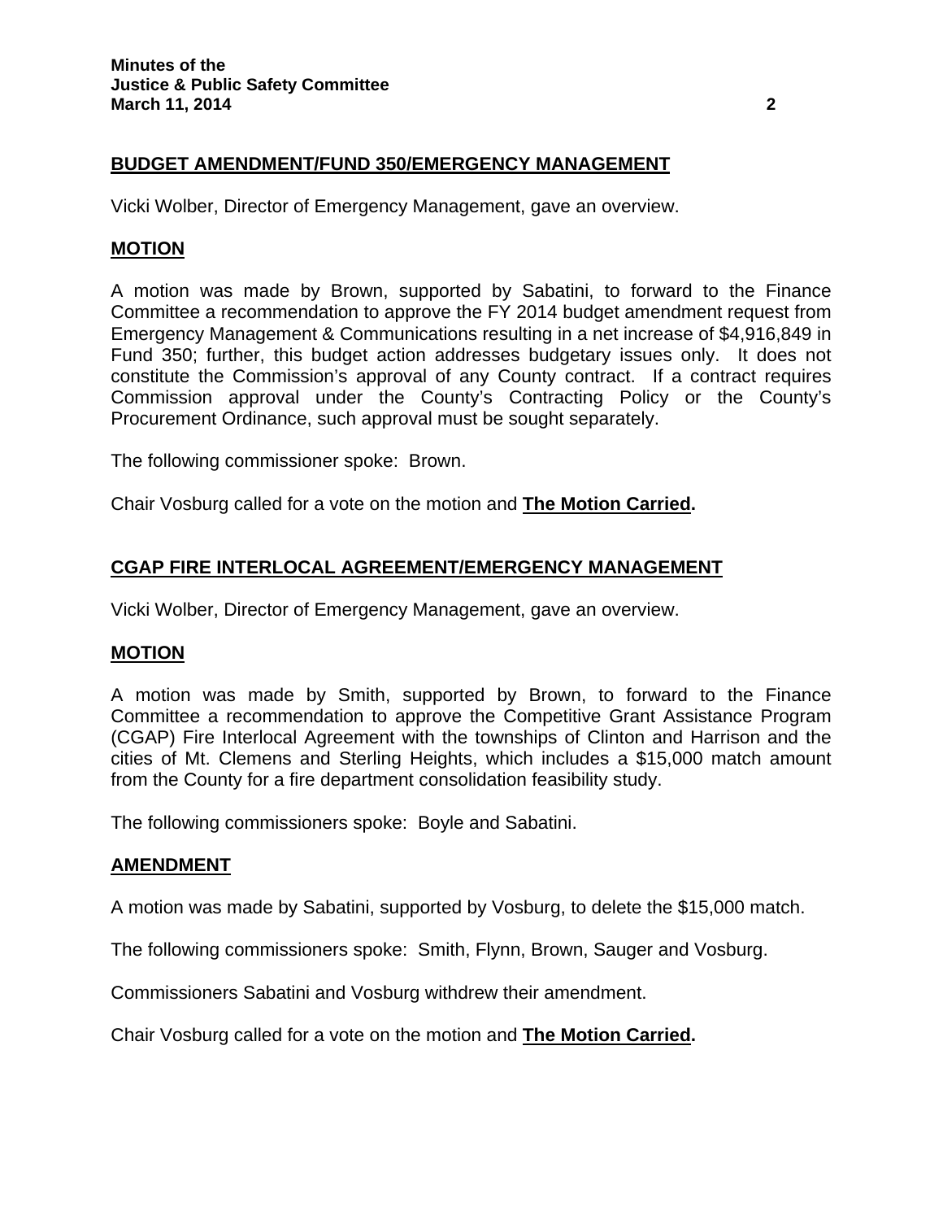**BUDGET AMENDMENT/FUND 350/EMERGENCY MANAGEMENT**

Vicki Wolber, Director of Emergency Management, gave an overview.

**MOTION**

A motion was made by Brown, supported by Sabatini, to forward to the Finance Committee a recommendation to approve the FY 2014 budget amendment request from Emergency Management & Communications resulting in a net increase of $4,916,849 in Fund 350; further, this budget action addresses budgetary issues only. It does not constitute the Commission's approval of any County contract. If a contract requires Commission approval under the County's Contracting Policy or the County's Procurement Ordinance, such approval must be sought separately.

The following commissioner spoke: Brown.

Chair Vosburg called for a vote on the motion and **The Motion Carried.**

**CGAP FIRE INTERLOCAL AGREEMENT/EMERGENCY MANAGEMENT**

Vicki Wolber, Director of Emergency Management, gave an overview.

**MOTION**

A motion was made by Smith, supported by Brown, to forward to the Finance Committee a recommendation to approve the Competitive Grant Assistance Program (CGAP) Fire Interlocal Agreement with the townships of Clinton and Harrison and the cities of Mt. Clemens and Sterling Heights, which includes a $15,000 match amount from the County for a fire department consolidation feasibility study.

The following commissioners spoke: Boyle and Sabatini.

**AMENDMENT**

A motion was made by Sabatini, supported by Vosburg, to delete the $15,000 match.

The following commissioners spoke: Smith, Flynn, Brown, Sauger and Vosburg.

Commissioners Sabatini and Vosburg withdrew their amendment.

Chair Vosburg called for a vote on the motion and **The Motion Carried.**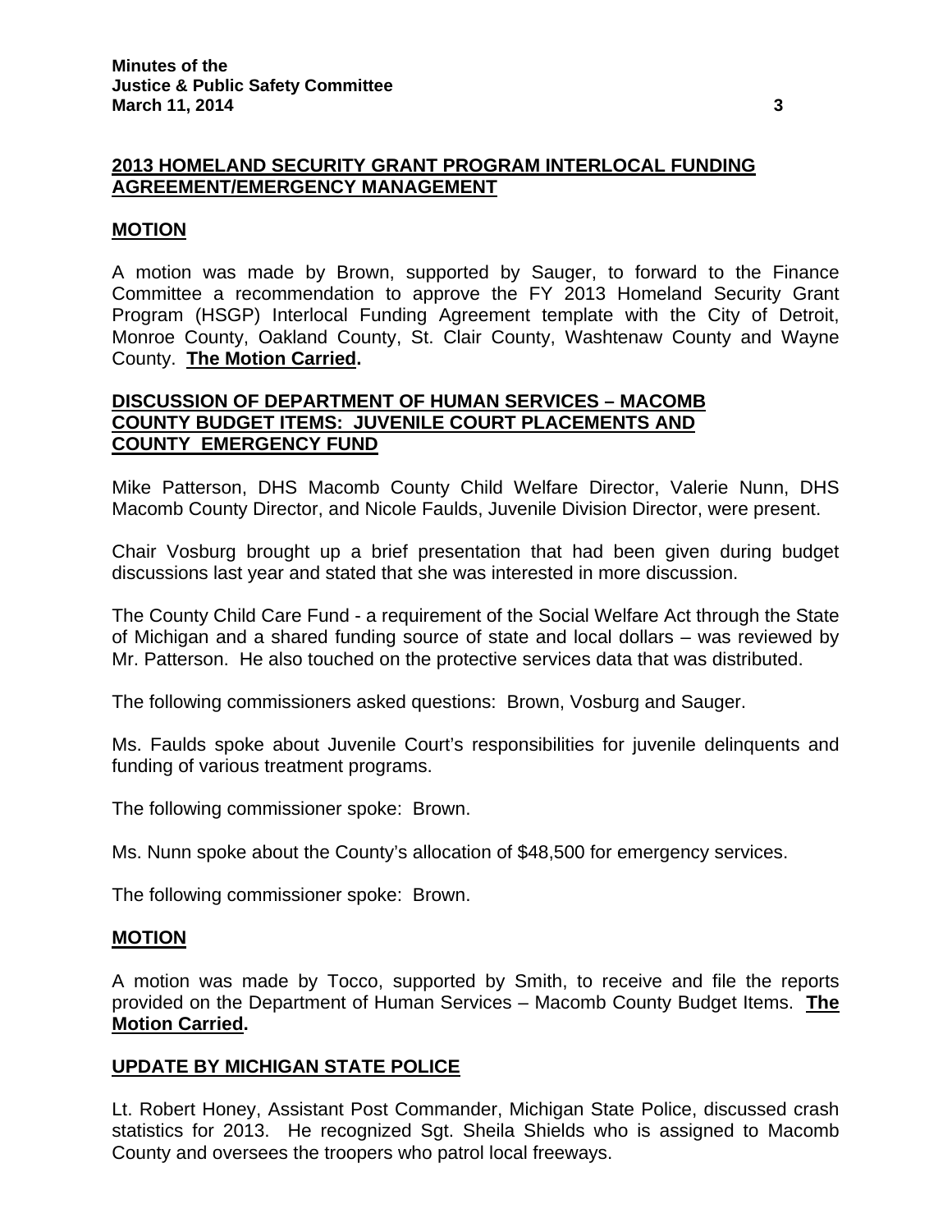## 2013 HOMELAND SECURITY GRANT PROGRAM INTERLOCAL FUNDING AGREEMENT/EMERGENCY MANAGEMENT

### MOTION

A motion was made by Brown, supported by Sauger, to forward to the Finance Committee a recommendation to approve the FY 2013 Homeland Security Grant Program (HSGP) Interlocal Funding Agreement template with the City of Detroit, Monroe County, Oakland County, St. Clair County, Washtenaw County and Wayne County. **The Motion Carried.**

## DISCUSSION OF DEPARTMENT OF HUMAN SERVICES – MACOMB COUNTY BUDGET ITEMS: JUVENILE COURT PLACEMENTS AND COUNTY EMERGENCY FUND

Mike Patterson, DHS Macomb County Child Welfare Director, Valerie Nunn, DHS Macomb County Director, and Nicole Faulds, Juvenile Division Director, were present.

Chair Vosburg brought up a brief presentation that had been given during budget discussions last year and stated that she was interested in more discussion.

The County Child Care Fund - a requirement of the Social Welfare Act through the State of Michigan and a shared funding source of state and local dollars – was reviewed by Mr. Patterson. He also touched on the protective services data that was distributed.

The following commissioners asked questions: Brown, Vosburg and Sauger.

Ms. Faulds spoke about Juvenile Court's responsibilities for juvenile delinquents and funding of various treatment programs.

The following commissioner spoke: Brown.

Ms. Nunn spoke about the County's allocation of $48,500 for emergency services.

The following commissioner spoke: Brown.

### MOTION

A motion was made by Tocco, supported by Smith, to receive and file the reports provided on the Department of Human Services – Macomb County Budget Items. **The Motion Carried.**

## UPDATE BY MICHIGAN STATE POLICE

Lt. Robert Honey, Assistant Post Commander, Michigan State Police, discussed crash statistics for 2013. He recognized Sgt. Sheila Shields who is assigned to Macomb County and oversees the troopers who patrol local freeways.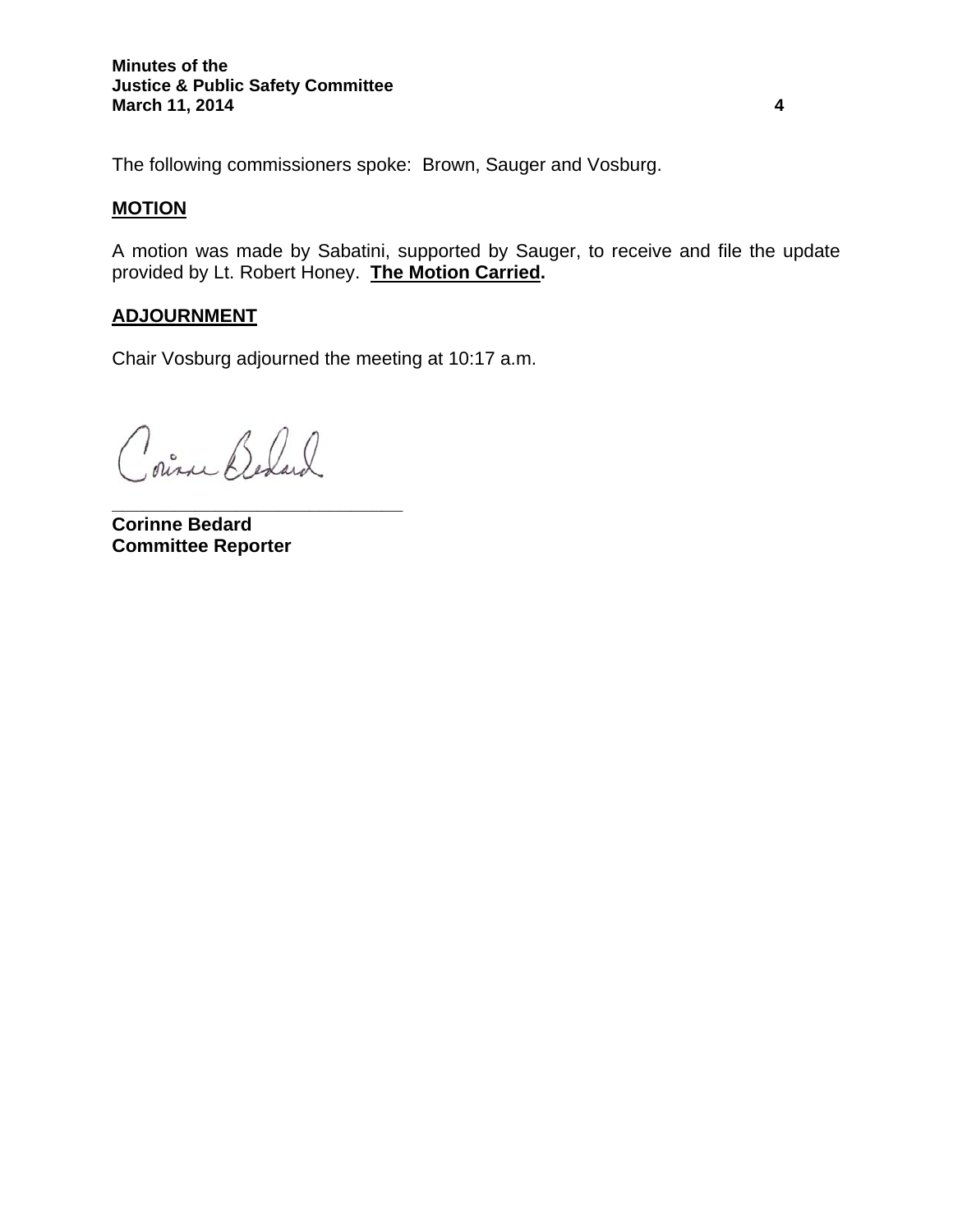The following commissioners spoke: Brown, Sauger and Vosburg.

**MOTION**

A motion was made by Sabatini, supported by Sauger, to receive and file the update provided by Lt. Robert Honey. **The Motion Carried.**

**ADJOURNMENT**

Chair Vosburg adjourned the meeting at 10:17 a.m.

\_\_\_\_\_\_\_\_\_\_\_\_\_\_\_\_\_\_\_\_\_\_\_\_\_\_\_\_\_\_

**Corinne Bedard**
**Committee Reporter**